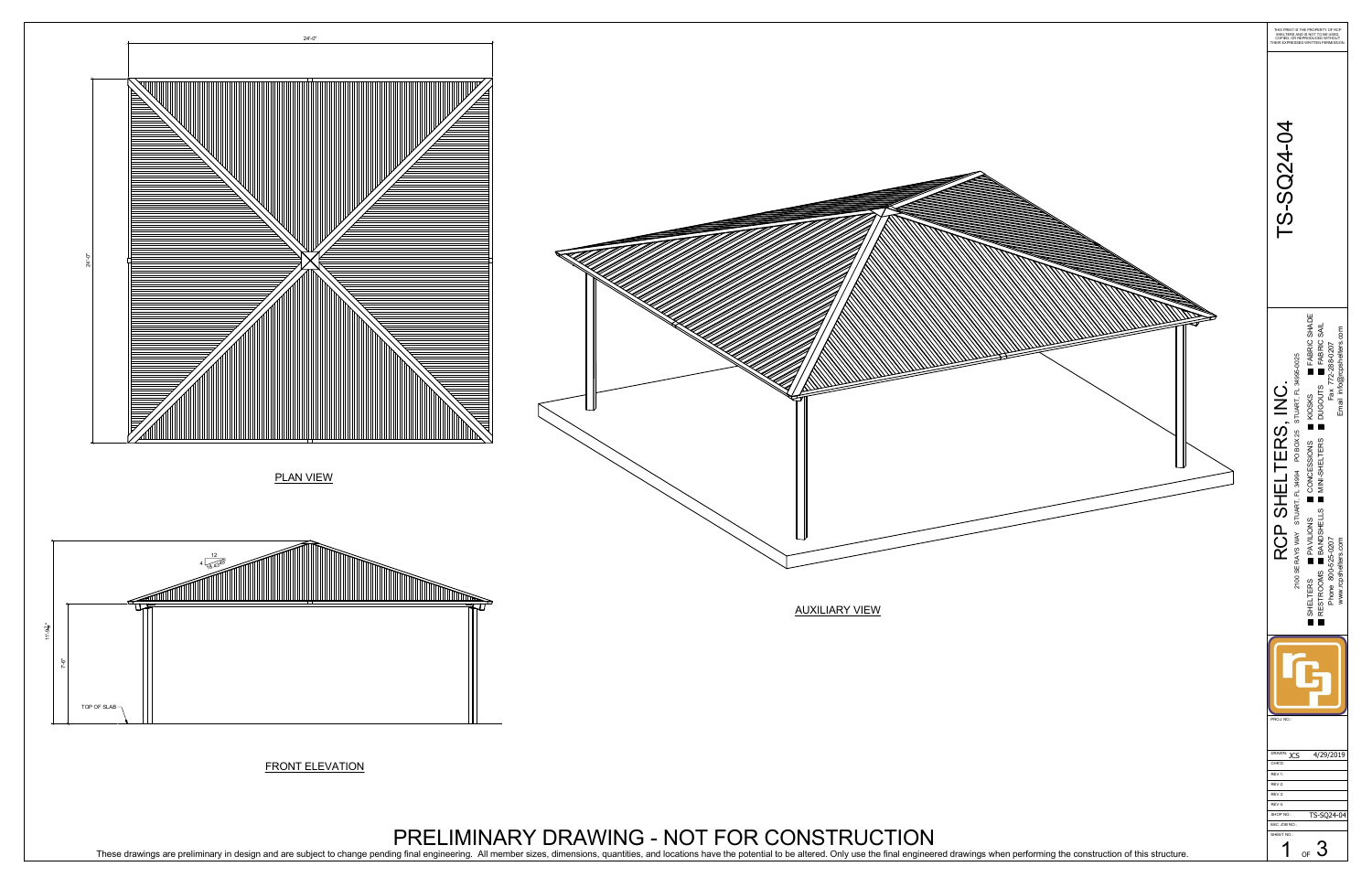24'-0"

24'-0"

PLAN VIEW

4 12 18.435°

11'-4¼"

7'-6"

TOP OF SLAB

FRONT ELEVATION

AUXILIARY VIEW

# PRELIMINARY DRAWING - NOT FOR CONSTRUCTION

These drawings are preliminary in design and are subject to change pending final engineering. All member sizes, dimensions, quantities, and locations have the potential to be altered. Only use the final engineered drawings when performing the construction of this structure.

THIS PRINT IS THE PROPERTY OF RCP SHELTERS AND IS NOT TO BE USED, COPIED, OR REPRODUCED WITHOUT THEIR EXPRESSED WRITTEN PERMISSION.

# TS-SQ24-04

## RCP SHELTERS, INC.

2100 SE RAYS WAY STUART, FL 34994 PO BOX 25 STUART, FL 34995-0025

- SHELTERS
- PAVILIONS
- CONCESSIONS
- KIOSKS
- FABRIC SHADE
- RESTROOMS
- BANDSHELLS
- MINI-SHELTERS
- DUGOUTS
- FABRIC SAIL

Phone: 800-525-2207 Fax: 772-288-0207

www.rcpshelters.com Email: info@rcpshelters.com

PROJ. NO.:

| | |
|---|---|
| DRAWN: JCS | 4/29/2019 |
| CHKD: | |
| REV 1: | |
| REV 2: | |
| REV 3: | |
| REV 4: | |
| SHOP NO.: | TS-SQ24-04 |
| SEC JOB NO.: | |
| SHEET NO.: | 1 OF 3 |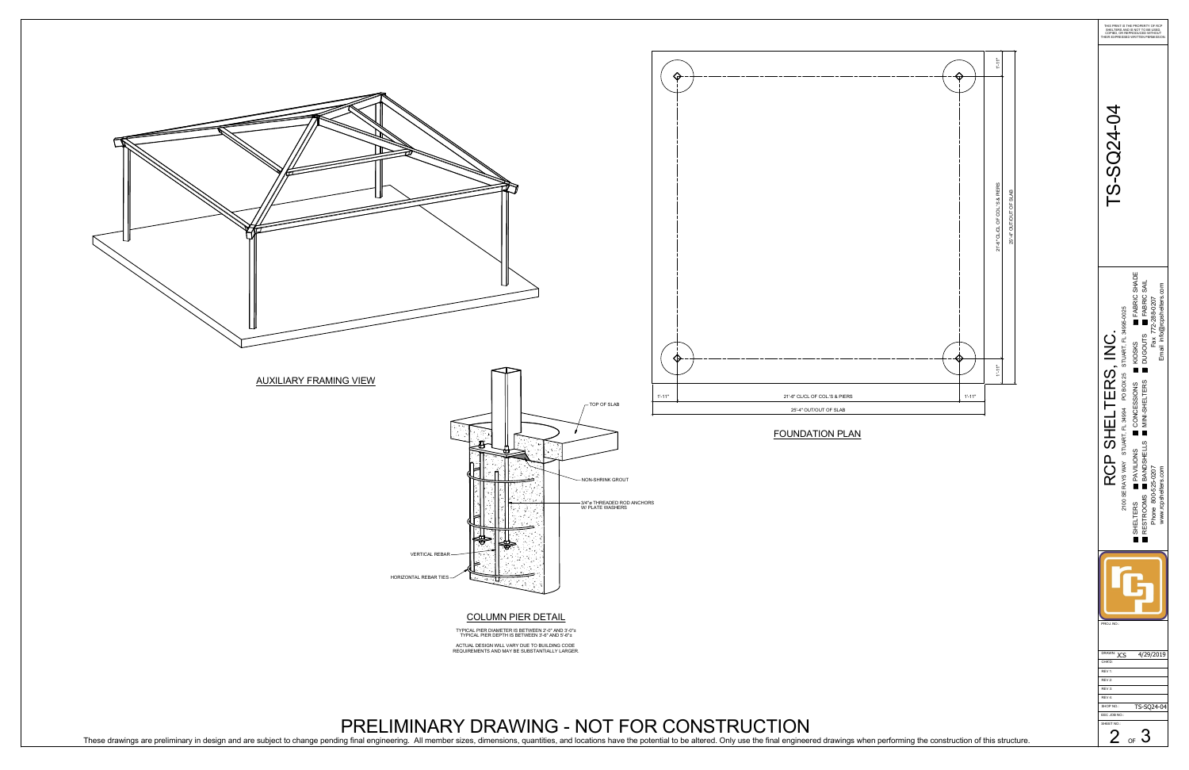## AUXILIARY FRAMING VIEW

TOP OF SLAB

NON-SHRINK GROUT

3/4"ø THREADED ROD ANCHORS W/ PLATE WASHERS

VERTICAL REBAR

HORIZONTAL REBAR TIES

## COLUMN PIER DETAIL

TYPICAL PIER DIAMETER IS BETWEEN 2'-0" AND 3'-0"±
TYPICAL PIER DEPTH IS BETWEEN 3'-6" AND 5'-6"±

ACTUAL DESIGN WILL VARY DUE TO BUILDING CODE REQUIREMENTS AND MAY BE SUBSTANTIALLY LARGER.

1'-11"

21'-6" CL/CL OF COL'S & PIERS

25'-4" OUT/OUT OF SLAB

1'-11"

## FOUNDATION PLAN

# PRELIMINARY DRAWING - NOT FOR CONSTRUCTION

These drawings are preliminary in design and are subject to change pending final engineering. All member sizes, dimensions, quantities, and locations have the potential to be altered. Only use the final engineered drawings when performing the construction of this structure.

THIS PRINT IS THE PROPERTY OF RCP SHELTERS AND IS NOT TO BE USED, COPIED, OR REPRODUCED WITHOUT THEIR EXPRESSED WRITTEN PERMISSION.

# TS-SQ24-04

## RCP SHELTERS, INC.

2100 SE RAYS WAY STUART, FL 34994 PO BOX 25 STUART, FL 34995-0025

■ SHELTERS ■ PAVILIONS ■ CONCESSIONS ■ KIOSKS ■ FABRIC SHADE
■ RESTROOMS ■ BANDSHELLS ■ MINI-SHELTERS ■ DUGOUTS ■ FABRIC SAIL

Phone: 800-525-0207 Fax: 772-288-0207
www.rcpshelters.com Email: info@rcpshelters.com

PROJ. NO.:

| | |
|---|---|
| DRAWN: JCS | 4/29/2019 |
| CHK'D: | |
| REV 1: | |
| REV 2: | |
| REV 3: | |
| REV 4: | |
| SHOP NO.: | TS-SQ24-04 |
| SEC JOB NO.: | |
| SHEET NO.: | 2 OF 3 |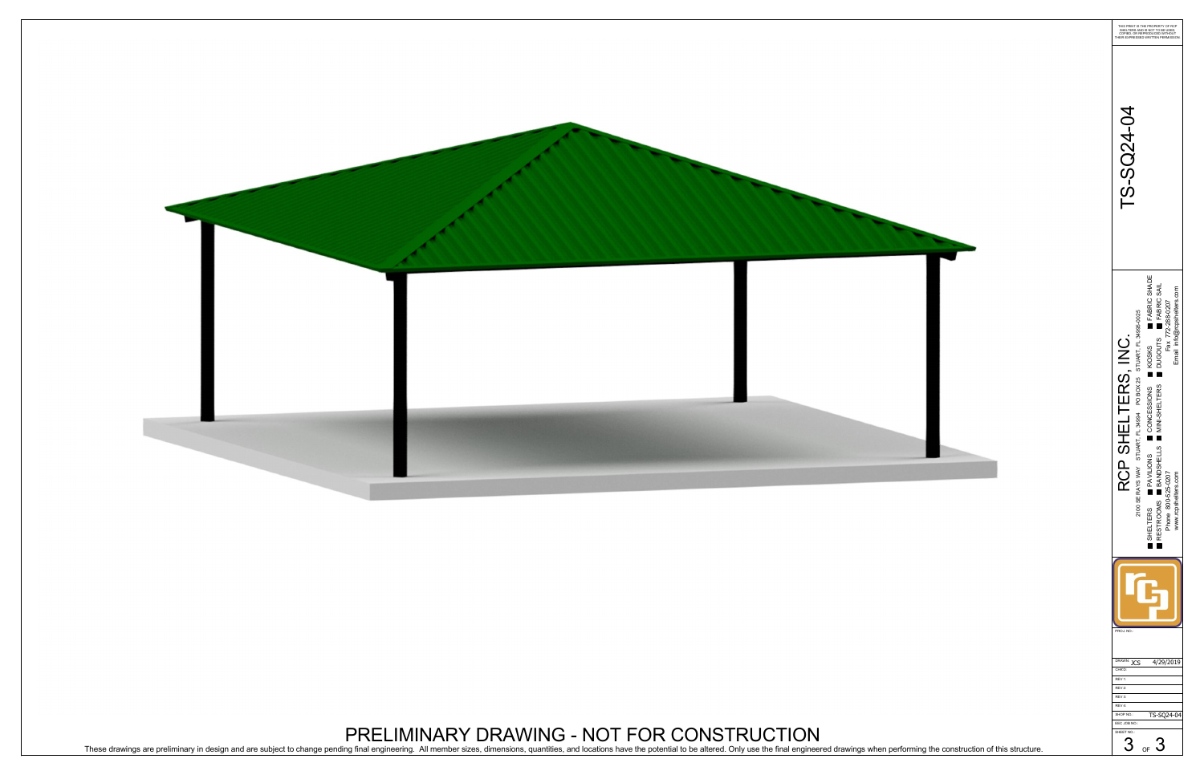# PRELIMINARY DRAWING - NOT FOR CONSTRUCTION

These drawings are preliminary in design and are subject to change pending final engineering. All member sizes, dimensions, quantities, and locations have the potential to be altered. Only use the final engineered drawings when performing the construction of this structure.

THIS PRINT IS THE PROPERTY OF RCP SHELTERS AND IS NOT TO BE USED, COPIED, OR REPRODUCED WITHOUT THEIR EXPRESSED WRITTEN PERMISSION

## TS-SQ24-04

## RCP SHELTERS, INC.

2100 SE RAYS WAY STUART, FL 34994 PO BOX 25 STUART, FL 34995-0025

- SHELTERS
- PAVILIONS
- CONCESSIONS
- KIOSKS
- FABRIC SHADE
- RESTROOMS
- BANDSHELLS
- MINI-SHELTERS
- DUGOUTS
- FABRIC SAIL

Phone 800-525-0207 Fax 772-288-0207

www.rcpshelters.com Email info@rcpshelters.com

| | |
|---|---|
| PROJ. NO.: | |
| DRAWN: JCS | 4/29/2019 |
| CHK'D: | |
| REV 1: | |
| REV 2: | |
| REV 3: | |
| REV 4: | |
| SHOP NO.: | TS-SQ24-04 |
| SEC JOB NO.: | |
| SHEET NO.: | 3 OF 3 |